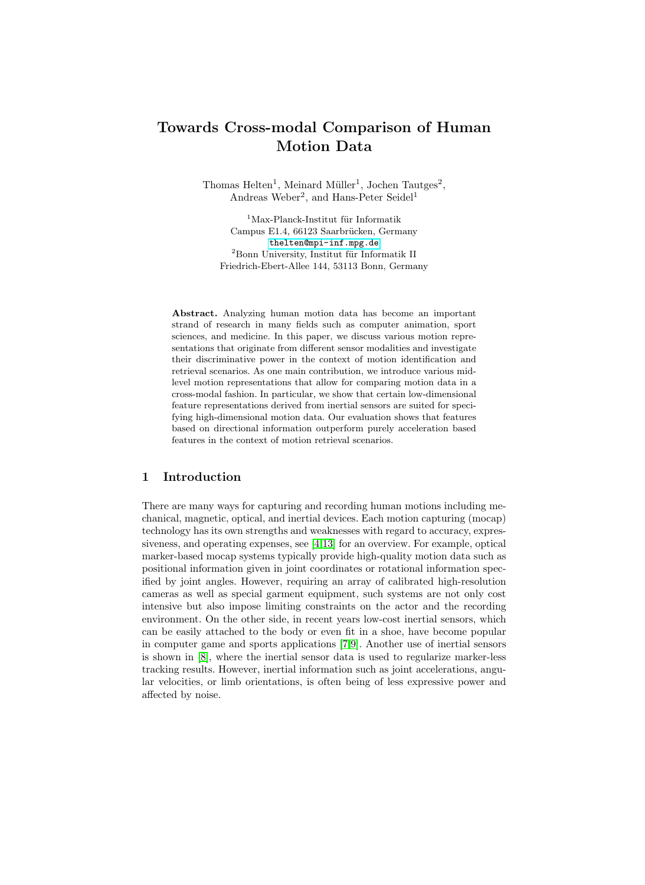# Towards Cross-modal Comparison of Human Motion Data

Thomas Helten[1], Meinard Müller[1], Jochen Tautges[2], Andreas Weber[2], and Hans-Peter Seidel[1]

[1]Max-Planck-Institut für Informatik
Campus E1.4, 66123 Saarbrücken, Germany
thelten@mpi-inf.mpg.de
[2]Bonn University, Institut für Informatik II
Friedrich-Ebert-Allee 144, 53113 Bonn, Germany

**Abstract.** Analyzing human motion data has become an important strand of research in many fields such as computer animation, sport sciences, and medicine. In this paper, we discuss various motion representations that originate from different sensor modalities and investigate their discriminative power in the context of motion identification and retrieval scenarios. As one main contribution, we introduce various mid-level motion representations that allow for comparing motion data in a cross-modal fashion. In particular, we show that certain low-dimensional feature representations derived from inertial sensors are suited for specifying high-dimensional motion data. Our evaluation shows that features based on directional information outperform purely acceleration based features in the context of motion retrieval scenarios.

## 1 Introduction

There are many ways for capturing and recording human motions including mechanical, magnetic, optical, and inertial devices. Each motion capturing (mocap) technology has its own strengths and weaknesses with regard to accuracy, expressiveness, and operating expenses, see [4,13] for an overview. For example, optical marker-based mocap systems typically provide high-quality motion data such as positional information given in joint coordinates or rotational information specified by joint angles. However, requiring an array of calibrated high-resolution cameras as well as special garment equipment, such systems are not only cost intensive but also impose limiting constraints on the actor and the recording environment. On the other side, in recent years low-cost inertial sensors, which can be easily attached to the body or even fit in a shoe, have become popular in computer game and sports applications [7,9]. Another use of inertial sensors is shown in [8], where the inertial sensor data is used to regularize marker-less tracking results. However, inertial information such as joint accelerations, angular velocities, or limb orientations, is often being of less expressive power and affected by noise.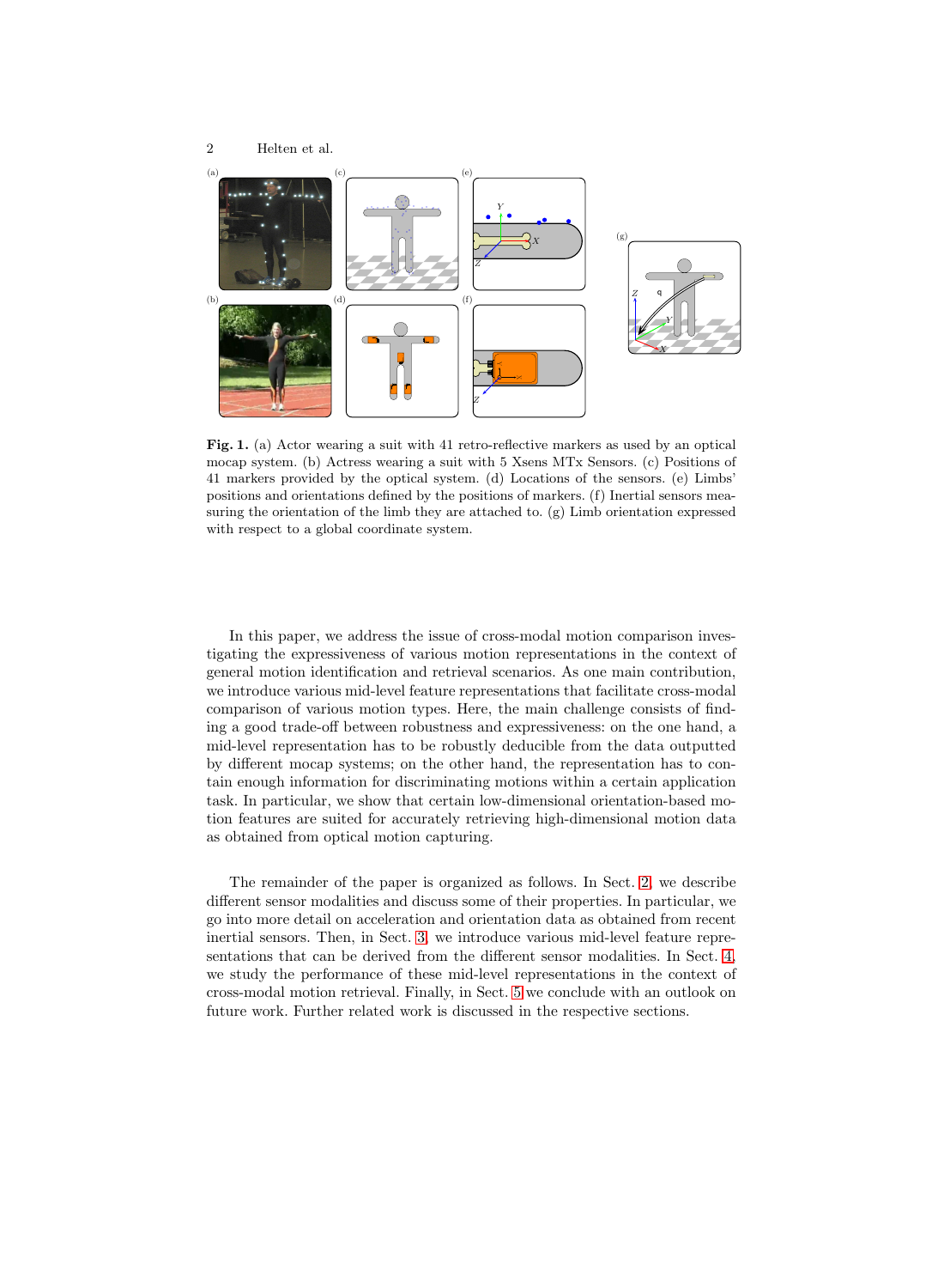**Fig. 1.** (a) Actor wearing a suit with 41 retro-reflective markers as used by an optical mocap system. (b) Actress wearing a suit with 5 Xsens MTx Sensors. (c) Positions of 41 markers provided by the optical system. (d) Locations of the sensors. (e) Limbs' positions and orientations defined by the positions of markers. (f) Inertial sensors measuring the orientation of the limb they are attached to. (g) Limb orientation expressed with respect to a global coordinate system.

In this paper, we address the issue of cross-modal motion comparison investigating the expressiveness of various motion representations in the context of general motion identification and retrieval scenarios. As one main contribution, we introduce various mid-level feature representations that facilitate cross-modal comparison of various motion types. Here, the main challenge consists of finding a good trade-off between robustness and expressiveness: on the one hand, a mid-level representation has to be robustly deducible from the data outputted by different mocap systems; on the other hand, the representation has to contain enough information for discriminating motions within a certain application task. In particular, we show that certain low-dimensional orientation-based motion features are suited for accurately retrieving high-dimensional motion data as obtained from optical motion capturing.

The remainder of the paper is organized as follows. In Sect. 2, we describe different sensor modalities and discuss some of their properties. In particular, we go into more detail on acceleration and orientation data as obtained from recent inertial sensors. Then, in Sect. 3, we introduce various mid-level feature representations that can be derived from the different sensor modalities. In Sect. 4, we study the performance of these mid-level representations in the context of cross-modal motion retrieval. Finally, in Sect. 5 we conclude with an outlook on future work. Further related work is discussed in the respective sections.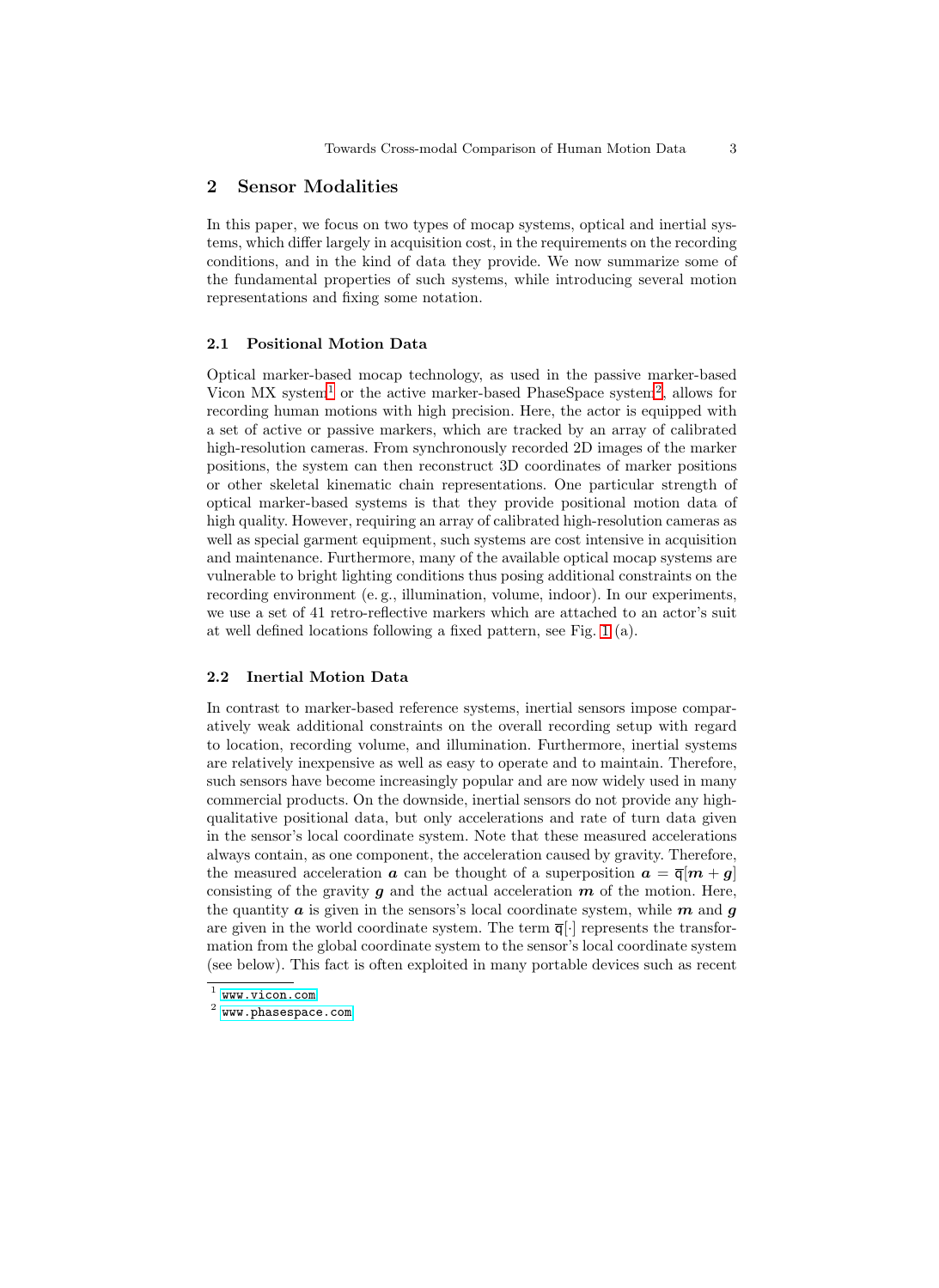## 2 Sensor Modalities

In this paper, we focus on two types of mocap systems, optical and inertial systems, which differ largely in acquisition cost, in the requirements on the recording conditions, and in the kind of data they provide. We now summarize some of the fundamental properties of such systems, while introducing several motion representations and fixing some notation.

### 2.1 Positional Motion Data

Optical marker-based mocap technology, as used in the passive marker-based Vicon MX system[1] or the active marker-based PhaseSpace system[2], allows for recording human motions with high precision. Here, the actor is equipped with a set of active or passive markers, which are tracked by an array of calibrated high-resolution cameras. From synchronously recorded 2D images of the marker positions, the system can then reconstruct 3D coordinates of marker positions or other skeletal kinematic chain representations. One particular strength of optical marker-based systems is that they provide positional motion data of high quality. However, requiring an array of calibrated high-resolution cameras as well as special garment equipment, such systems are cost intensive in acquisition and maintenance. Furthermore, many of the available optical mocap systems are vulnerable to bright lighting conditions thus posing additional constraints on the recording environment (e. g., illumination, volume, indoor). In our experiments, we use a set of 41 retro-reflective markers which are attached to an actor's suit at well defined locations following a fixed pattern, see Fig. 1 (a).

### 2.2 Inertial Motion Data

In contrast to marker-based reference systems, inertial sensors impose comparatively weak additional constraints on the overall recording setup with regard to location, recording volume, and illumination. Furthermore, inertial systems are relatively inexpensive as well as easy to operate and to maintain. Therefore, such sensors have become increasingly popular and are now widely used in many commercial products. On the downside, inertial sensors do not provide any high-qualitative positional data, but only accelerations and rate of turn data given in the sensor's local coordinate system. Note that these measured accelerations always contain, as one component, the acceleration caused by gravity. Therefore, the measured acceleration $\boldsymbol{a}$ can be thought of a superposition $\boldsymbol{a} = \overline{\mathsf{q}}[\boldsymbol{m} + \boldsymbol{g}]$ consisting of the gravity $\boldsymbol{g}$ and the actual acceleration $\boldsymbol{m}$ of the motion. Here, the quantity $\boldsymbol{a}$ is given in the sensors's local coordinate system, while $\boldsymbol{m}$ and $\boldsymbol{g}$ are given in the world coordinate system. The term $\overline{\mathsf{q}}[\cdot]$ represents the transformation from the global coordinate system to the sensor's local coordinate system (see below). This fact is often exploited in many portable devices such as recent

[1] www.vicon.com

[2] www.phasespace.com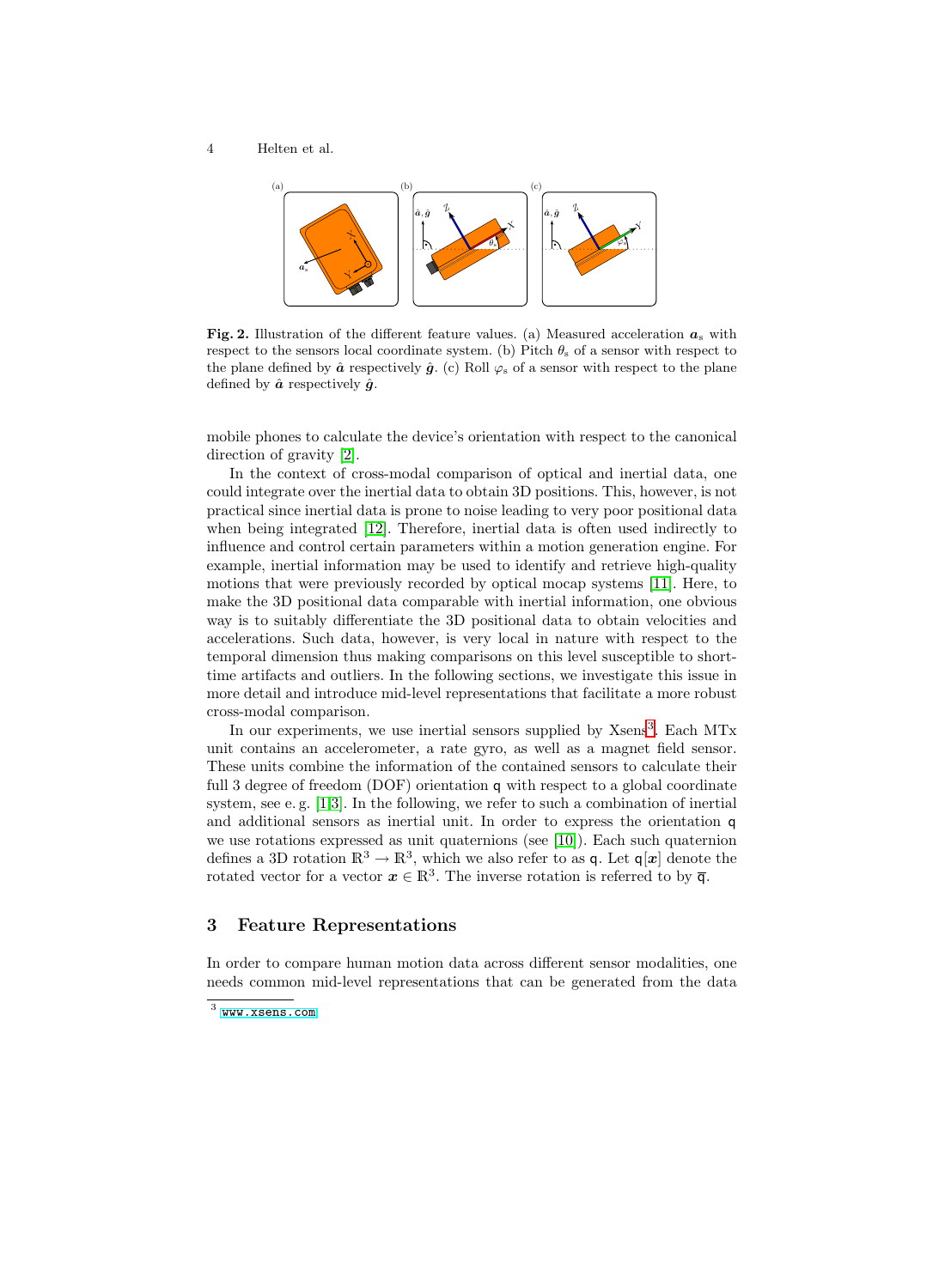**Fig. 2.** Illustration of the different feature values. (a) Measured acceleration $\boldsymbol{a}_\mathrm{s}$ with respect to the sensors local coordinate system. (b) Pitch $\theta_\mathrm{s}$ of a sensor with respect to the plane defined by $\hat{\boldsymbol{a}}$ respectively $\hat{\boldsymbol{g}}$. (c) Roll $\varphi_\mathrm{s}$ of a sensor with respect to the plane defined by $\hat{\boldsymbol{a}}$ respectively $\hat{\boldsymbol{g}}$.

mobile phones to calculate the device's orientation with respect to the canonical direction of gravity [2].

In the context of cross-modal comparison of optical and inertial data, one could integrate over the inertial data to obtain 3D positions. This, however, is not practical since inertial data is prone to noise leading to very poor positional data when being integrated [12]. Therefore, inertial data is often used indirectly to influence and control certain parameters within a motion generation engine. For example, inertial information may be used to identify and retrieve high-quality motions that were previously recorded by optical mocap systems [11]. Here, to make the 3D positional data comparable with inertial information, one obvious way is to suitably differentiate the 3D positional data to obtain velocities and accelerations. Such data, however, is very local in nature with respect to the temporal dimension thus making comparisons on this level susceptible to short-time artifacts and outliers. In the following sections, we investigate this issue in more detail and introduce mid-level representations that facilitate a more robust cross-modal comparison.

In our experiments, we use inertial sensors supplied by Xsens[3]. Each MTx unit contains an accelerometer, a rate gyro, as well as a magnet field sensor. These units combine the information of the contained sensors to calculate their full 3 degree of freedom (DOF) orientation $\mathsf{q}$ with respect to a global coordinate system, see e. g. [1,3]. In the following, we refer to such a combination of inertial and additional sensors as inertial unit. In order to express the orientation $\mathsf{q}$ we use rotations expressed as unit quaternions (see [10]). Each such quaternion defines a 3D rotation $\mathbb{R}^3 \to \mathbb{R}^3$, which we also refer to as $\mathsf{q}$. Let $\mathsf{q}[\boldsymbol{x}]$ denote the rotated vector for a vector $\boldsymbol{x} \in \mathbb{R}^3$. The inverse rotation is referred to by $\overline{\mathsf{q}}$.

## 3 Feature Representations

In order to compare human motion data across different sensor modalities, one needs common mid-level representations that can be generated from the data

[3] www.xsens.com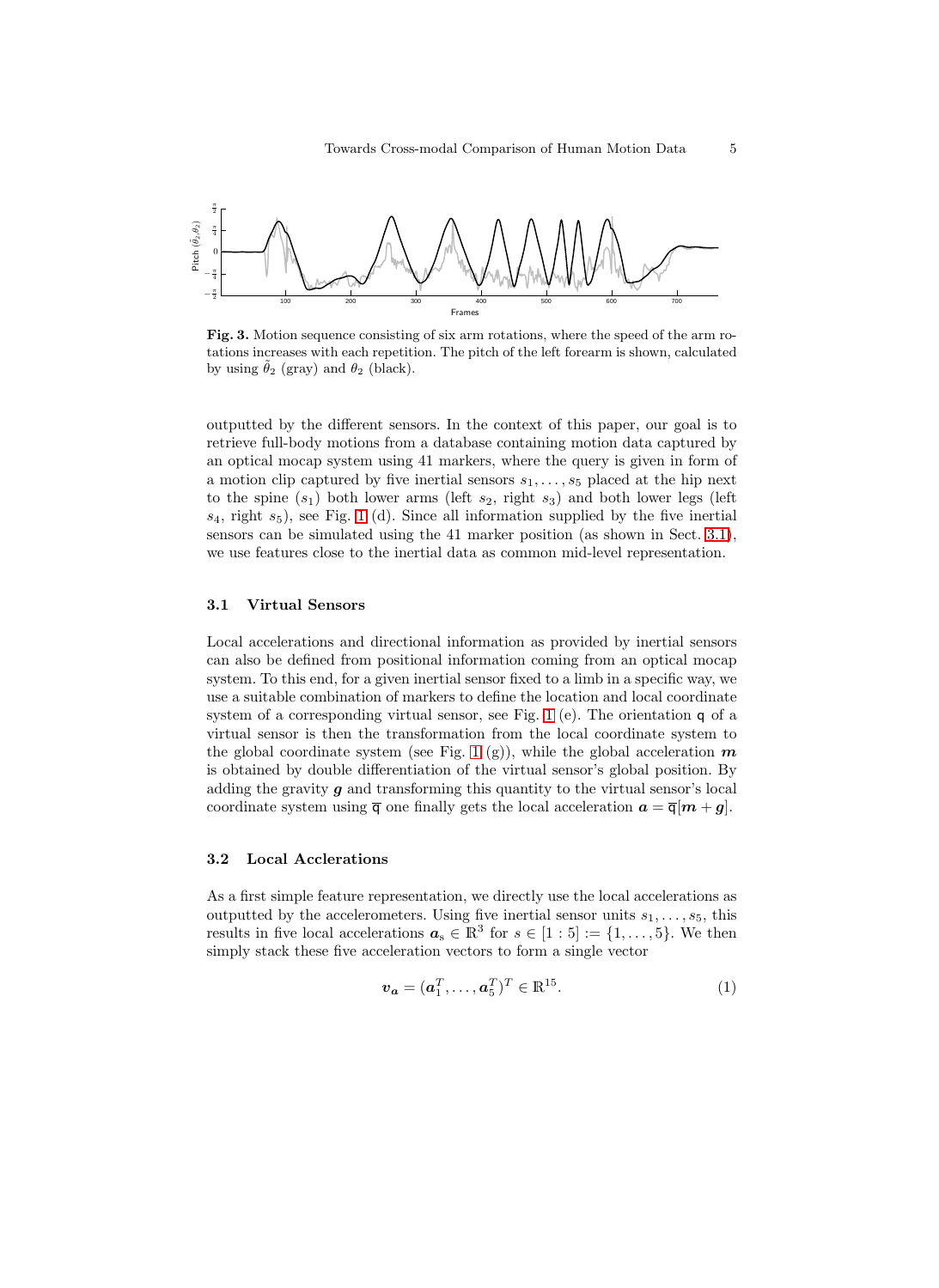Fig. 3. Motion sequence consisting of six arm rotations, where the speed of the arm rotations increases with each repetition. The pitch of the left forearm is shown, calculated by using $\tilde{\theta}_2$ (gray) and $\theta_2$ (black).

outputted by the different sensors. In the context of this paper, our goal is to retrieve full-body motions from a database containing motion data captured by an optical mocap system using 41 markers, where the query is given in form of a motion clip captured by five inertial sensors $s_1, \ldots, s_5$ placed at the hip next to the spine ($s_1$) both lower arms (left $s_2$, right $s_3$) and both lower legs (left $s_4$, right $s_5$), see Fig. 1 (d). Since all information supplied by the five inertial sensors can be simulated using the 41 marker position (as shown in Sect. 3.1), we use features close to the inertial data as common mid-level representation.

### 3.1 Virtual Sensors

Local accelerations and directional information as provided by inertial sensors can also be defined from positional information coming from an optical mocap system. To this end, for a given inertial sensor fixed to a limb in a specific way, we use a suitable combination of markers to define the location and local coordinate system of a corresponding virtual sensor, see Fig. 1 (e). The orientation $\mathsf{q}$ of a virtual sensor is then the transformation from the local coordinate system to the global coordinate system (see Fig. 1 (g)), while the global acceleration $\boldsymbol{m}$ is obtained by double differentiation of the virtual sensor's global position. By adding the gravity $\boldsymbol{g}$ and transforming this quantity to the virtual sensor's local coordinate system using $\overline{\mathsf{q}}$ one finally gets the local acceleration $\boldsymbol{a} = \overline{\mathsf{q}}[\boldsymbol{m} + \boldsymbol{g}]$.

### 3.2 Local Acclerations

As a first simple feature representation, we directly use the local accelerations as outputted by the accelerometers. Using five inertial sensor units $s_1, \ldots, s_5$, this results in five local accelerations $\boldsymbol{a}_s \in \mathbb{R}^3$ for $s \in [1:5] := \{1, \ldots, 5\}$. We then simply stack these five acceleration vectors to form a single vector

$$\boldsymbol{v}_{\boldsymbol{a}} = (\boldsymbol{a}_1^T, \ldots, \boldsymbol{a}_5^T)^T \in \mathbb{R}^{15}. \tag{1}$$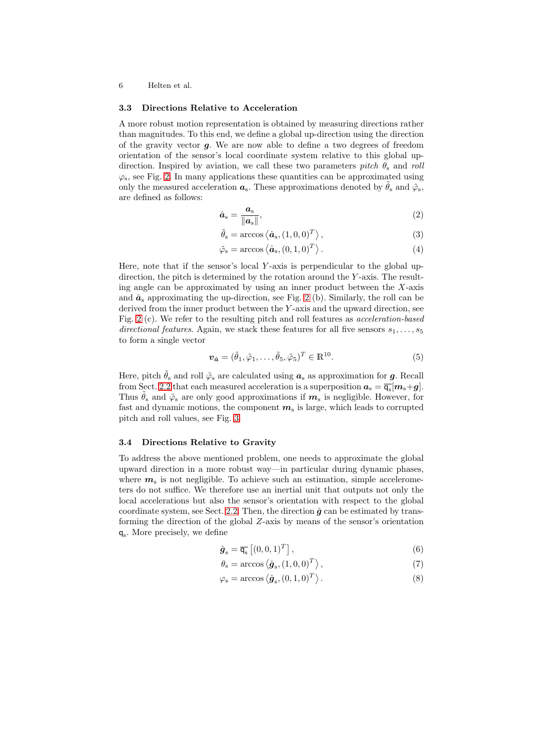### 3.3 Directions Relative to Acceleration

A more robust motion representation is obtained by measuring directions rather than magnitudes. To this end, we define a global up-direction using the direction of the gravity vector $\boldsymbol{g}$. We are now able to define a two degrees of freedom orientation of the sensor's local coordinate system relative to this global up-direction. Inspired by aviation, we call these two parameters *pitch* $\theta_\mathrm{s}$ and *roll* $\varphi_\mathrm{s}$, see Fig. 2. In many applications these quantities can be approximated using only the measured acceleration $\boldsymbol{a}_\mathrm{s}$. These approximations denoted by $\tilde{\theta}_\mathrm{s}$ and $\tilde{\varphi}_\mathrm{s}$, are defined as follows:

$$\hat{\boldsymbol{a}}_\mathrm{s} = \frac{\boldsymbol{a}_\mathrm{s}}{\|\boldsymbol{a}_\mathrm{s}\|}, \tag{2}$$

$$\tilde{\theta}_\mathrm{s} = \arccos \left\langle \hat{\boldsymbol{a}}_\mathrm{s}, (1,0,0)^T \right\rangle, \tag{3}$$

$$\tilde{\varphi}_\mathrm{s} = \arccos \left\langle \hat{\boldsymbol{a}}_\mathrm{s}, (0,1,0)^T \right\rangle. \tag{4}$$

Here, note that if the sensor's local $Y$-axis is perpendicular to the global up-direction, the pitch is determined by the rotation around the $Y$-axis. The resulting angle can be approximated by using an inner product between the $X$-axis and $\hat{\boldsymbol{a}}_\mathrm{s}$ approximating the up-direction, see Fig. 2 (b). Similarly, the roll can be derived from the inner product between the $Y$-axis and the upward direction, see Fig. 2 (c). We refer to the resulting pitch and roll features as *acceleration-based directional features*. Again, we stack these features for all five sensors $s_1, \ldots, s_5$ to form a single vector

$$\boldsymbol{v}_{\hat{\boldsymbol{a}}} = (\tilde{\theta}_1, \tilde{\varphi}_1, \ldots, \tilde{\theta}_5, \tilde{\varphi}_5)^T \in \mathbb{R}^{10}. \tag{5}$$

Here, pitch $\tilde{\theta}_\mathrm{s}$ and roll $\tilde{\varphi}_\mathrm{s}$ are calculated using $\boldsymbol{a}_\mathrm{s}$ as approximation for $\boldsymbol{g}$. Recall from Sect. 2.2 that each measured acceleration is a superposition $\boldsymbol{a}_\mathrm{s} = \overline{\mathsf{q}_\mathrm{s}}[\boldsymbol{m}_\mathrm{s} + \boldsymbol{g}]$. Thus $\tilde{\theta}_\mathrm{s}$ and $\tilde{\varphi}_\mathrm{s}$ are only good approximations if $\boldsymbol{m}_\mathrm{s}$ is negligible. However, for fast and dynamic motions, the component $\boldsymbol{m}_\mathrm{s}$ is large, which leads to corrupted pitch and roll values, see Fig. 3.

### 3.4 Directions Relative to Gravity

To address the above mentioned problem, one needs to approximate the global upward direction in a more robust way—in particular during dynamic phases, where $\boldsymbol{m}_\mathrm{s}$ is not negligible. To achieve such an estimation, simple accelerometers do not suffice. We therefore use an inertial unit that outputs not only the local accelerations but also the sensor's orientation with respect to the global coordinate system, see Sect. 2.2. Then, the direction $\hat{\boldsymbol{g}}$ can be estimated by transforming the direction of the global $Z$-axis by means of the sensor's orientation $\mathsf{q}_\mathrm{s}$. More precisely, we define

$$\hat{\boldsymbol{g}}_\mathrm{s} = \overline{\mathsf{q}_\mathrm{s}} \left[ (0,0,1)^T \right], \tag{6}$$

$$\theta_\mathrm{s} = \arccos \left\langle \hat{\boldsymbol{g}}_\mathrm{s}, (1,0,0)^T \right\rangle, \tag{7}$$

$$\varphi_\mathrm{s} = \arccos \left\langle \hat{\boldsymbol{g}}_\mathrm{s}, (0,1,0)^T \right\rangle. \tag{8}$$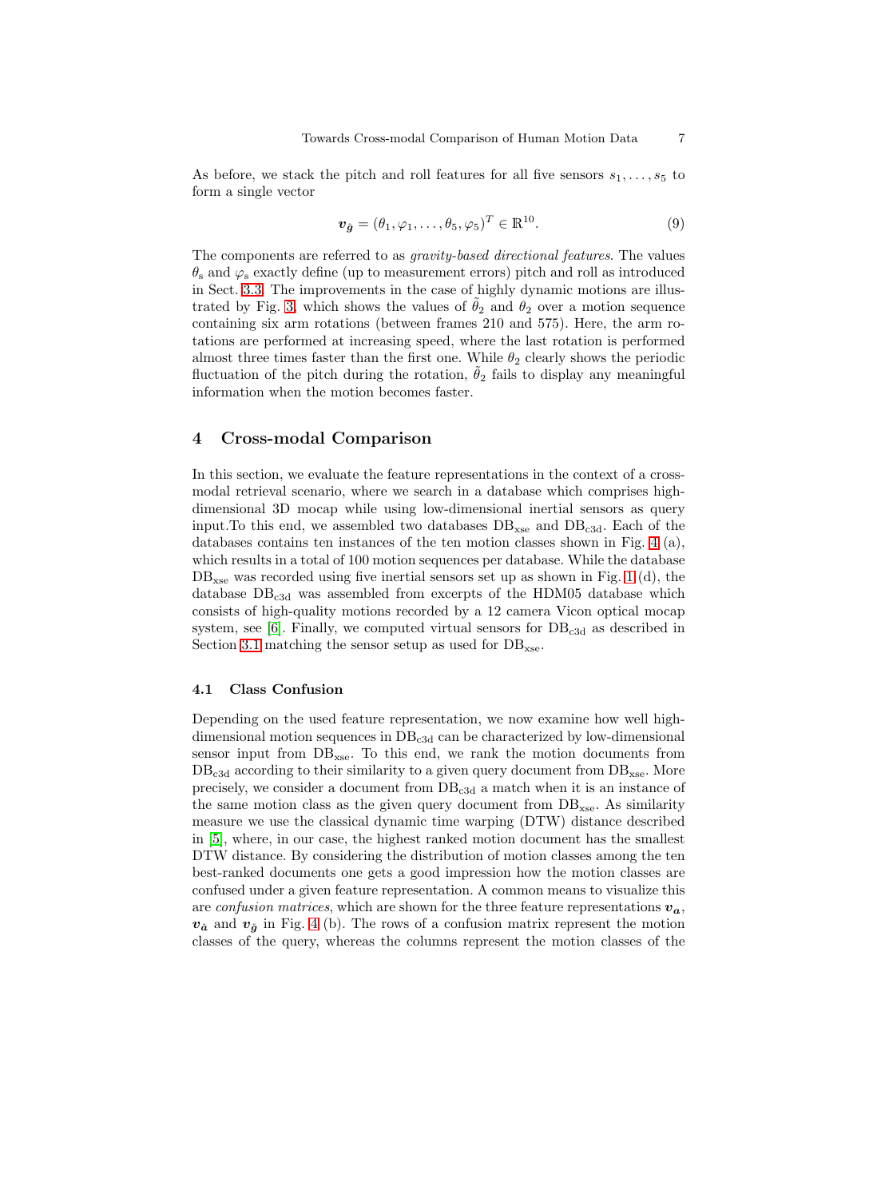As before, we stack the pitch and roll features for all five sensors $s_1, \ldots, s_5$ to form a single vector

$$\boldsymbol{v}_{\hat{\boldsymbol{g}}} = (\theta_1, \varphi_1, \ldots, \theta_5, \varphi_5)^T \in \mathbb{R}^{10}. \tag{9}$$

The components are referred to as *gravity-based directional features*. The values $\theta_s$ and $\varphi_s$ exactly define (up to measurement errors) pitch and roll as introduced in Sect. 3.3. The improvements in the case of highly dynamic motions are illustrated by Fig. 3, which shows the values of $\tilde{\theta}_2$ and $\theta_2$ over a motion sequence containing six arm rotations (between frames 210 and 575). Here, the arm rotations are performed at increasing speed, where the last rotation is performed almost three times faster than the first one. While $\theta_2$ clearly shows the periodic fluctuation of the pitch during the rotation, $\tilde{\theta}_2$ fails to display any meaningful information when the motion becomes faster.

## 4 Cross-modal Comparison

In this section, we evaluate the feature representations in the context of a cross-modal retrieval scenario, where we search in a database which comprises high-dimensional 3D mocap while using low-dimensional inertial sensors as query input.To this end, we assembled two databases $\mathrm{DB}_{\mathrm{xse}}$ and $\mathrm{DB}_{\mathrm{c3d}}$. Each of the databases contains ten instances of the ten motion classes shown in Fig. 4 (a), which results in a total of 100 motion sequences per database. While the database $\mathrm{DB}_{\mathrm{xse}}$ was recorded using five inertial sensors set up as shown in Fig. 1 (d), the database $\mathrm{DB}_{\mathrm{c3d}}$ was assembled from excerpts of the HDM05 database which consists of high-quality motions recorded by a 12 camera Vicon optical mocap system, see [6]. Finally, we computed virtual sensors for $\mathrm{DB}_{\mathrm{c3d}}$ as described in Section 3.1 matching the sensor setup as used for $\mathrm{DB}_{\mathrm{xse}}$.

### 4.1 Class Confusion

Depending on the used feature representation, we now examine how well high-dimensional motion sequences in $\mathrm{DB}_{\mathrm{c3d}}$ can be characterized by low-dimensional sensor input from $\mathrm{DB}_{\mathrm{xse}}$. To this end, we rank the motion documents from $\mathrm{DB}_{\mathrm{c3d}}$ according to their similarity to a given query document from $\mathrm{DB}_{\mathrm{xse}}$. More precisely, we consider a document from $\mathrm{DB}_{\mathrm{c3d}}$ a match when it is an instance of the same motion class as the given query document from $\mathrm{DB}_{\mathrm{xse}}$. As similarity measure we use the classical dynamic time warping (DTW) distance described in [5], where, in our case, the highest ranked motion document has the smallest DTW distance. By considering the distribution of motion classes among the ten best-ranked documents one gets a good impression how the motion classes are confused under a given feature representation. A common means to visualize this are *confusion matrices*, which are shown for the three feature representations $\boldsymbol{v}_{\boldsymbol{a}}$, $\boldsymbol{v}_{\hat{\boldsymbol{a}}}$ and $\boldsymbol{v}_{\hat{\boldsymbol{g}}}$ in Fig. 4 (b). The rows of a confusion matrix represent the motion classes of the query, whereas the columns represent the motion classes of the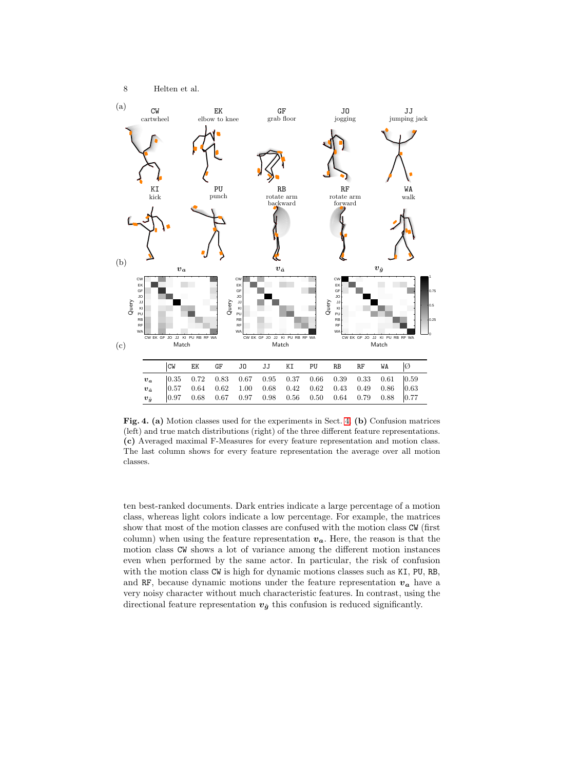(a)

| CW | EK | GF | JO | JJ |
|---|---|---|---|---|
| cartwheel | elbow to knee | grab floor | jogging | jumping jack |

| KI | PU | RB | RF | WA |
|---|---|---|---|---|
| kick | punch | rotate arm backward | rotate arm forward | walk |

(b)

(c)

|  | CW | EK | GF | JO | JJ | KI | PU | RB | RF | WA | ∅ |
|---|---|---|---|---|---|---|---|---|---|---|---|
| $\boldsymbol{v_a}$ | 0.35 | 0.72 | 0.83 | 0.67 | 0.95 | 0.37 | 0.66 | 0.39 | 0.33 | 0.61 | 0.59 |
| $\boldsymbol{v_{\hat{a}}}$ | 0.57 | 0.64 | 0.62 | 1.00 | 0.68 | 0.42 | 0.62 | 0.43 | 0.49 | 0.86 | 0.63 |
| $\boldsymbol{v_{\hat{g}}}$ | 0.97 | 0.68 | 0.67 | 0.97 | 0.98 | 0.56 | 0.50 | 0.64 | 0.79 | 0.88 | 0.77 |

**Fig. 4. (a)** Motion classes used for the experiments in Sect. 4. **(b)** Confusion matrices (left) and true match distributions (right) of the three different feature representations. **(c)** Averaged maximal F-Measures for every feature representation and motion class. The last column shows for every feature representation the average over all motion classes.

ten best-ranked documents. Dark entries indicate a large percentage of a motion class, whereas light colors indicate a low percentage. For example, the matrices show that most of the motion classes are confused with the motion class CW (first column) when using the feature representation $\boldsymbol{v_a}$. Here, the reason is that the motion class CW shows a lot of variance among the different motion instances even when performed by the same actor. In particular, the risk of confusion with the motion class CW is high for dynamic motions classes such as KI, PU, RB, and RF, because dynamic motions under the feature representation $\boldsymbol{v_a}$ have a very noisy character without much characteristic features. In contrast, using the directional feature representation $\boldsymbol{v_{\hat{g}}}$ this confusion is reduced significantly.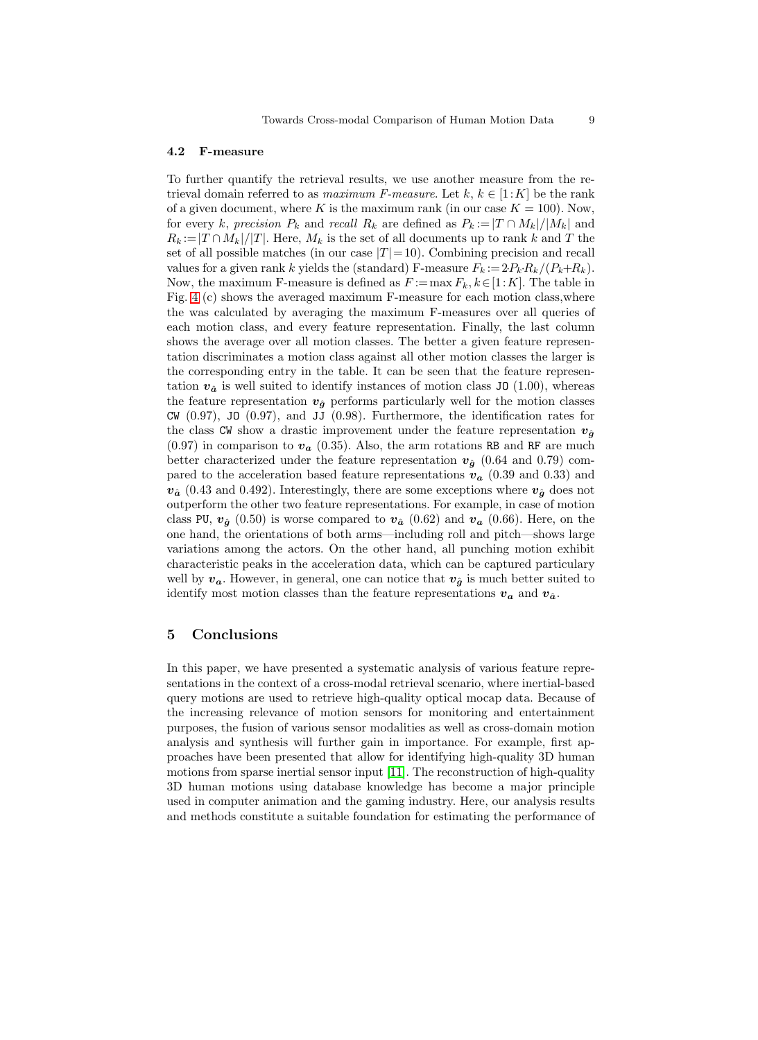### 4.2 F-measure

To further quantify the retrieval results, we use another measure from the retrieval domain referred to as *maximum F-measure*. Let $k$, $k \in [1:K]$ be the rank of a given document, where $K$ is the maximum rank (in our case $K = 100$). Now, for every $k$, *precision* $P_k$ and *recall* $R_k$ are defined as $P_k := |T \cap M_k|/|M_k|$ and $R_k := |T \cap M_k|/|T|$. Here, $M_k$ is the set of all documents up to rank $k$ and $T$ the set of all possible matches (in our case $|T| = 10$). Combining precision and recall values for a given rank $k$ yields the (standard) F-measure $F_k := 2 \cdot P_k \cdot R_k/(P_k + R_k)$. Now, the maximum F-measure is defined as $F := \max F_k, k \in [1:K]$. The table in Fig. 4 (c) shows the averaged maximum F-measure for each motion class,where the was calculated by averaging the maximum F-measures over all queries of each motion class, and every feature representation. Finally, the last column shows the average over all motion classes. The better a given feature representation discriminates a motion class against all other motion classes the larger is the corresponding entry in the table. It can be seen that the feature representation $\boldsymbol{v}_{\hat{\boldsymbol{a}}}$ is well suited to identify instances of motion class `JO` (1.00), whereas the feature representation $\boldsymbol{v}_{\hat{\boldsymbol{g}}}$ performs particularly well for the motion classes `CW` (0.97), `JO` (0.97), and `JJ` (0.98). Furthermore, the identification rates for the class `CW` show a drastic improvement under the feature representation $\boldsymbol{v}_{\hat{\boldsymbol{g}}}$ (0.97) in comparison to $\boldsymbol{v}_{\boldsymbol{a}}$ (0.35). Also, the arm rotations `RB` and `RF` are much better characterized under the feature representation $\boldsymbol{v}_{\hat{\boldsymbol{g}}}$ (0.64 and 0.79) compared to the acceleration based feature representations $\boldsymbol{v}_{\boldsymbol{a}}$ (0.39 and 0.33) and $\boldsymbol{v}_{\hat{\boldsymbol{a}}}$ (0.43 and 0.492). Interestingly, there are some exceptions where $\boldsymbol{v}_{\hat{\boldsymbol{g}}}$ does not outperform the other two feature representations. For example, in case of motion class `PU`, $\boldsymbol{v}_{\hat{\boldsymbol{g}}}$ (0.50) is worse compared to $\boldsymbol{v}_{\hat{\boldsymbol{a}}}$ (0.62) and $\boldsymbol{v}_{\boldsymbol{a}}$ (0.66). Here, on the one hand, the orientations of both arms—including roll and pitch—shows large variations among the actors. On the other hand, all punching motion exhibit characteristic peaks in the acceleration data, which can be captured particulary well by $\boldsymbol{v}_{\boldsymbol{a}}$. However, in general, one can notice that $\boldsymbol{v}_{\hat{\boldsymbol{g}}}$ is much better suited to identify most motion classes than the feature representations $\boldsymbol{v}_{\boldsymbol{a}}$ and $\boldsymbol{v}_{\hat{\boldsymbol{a}}}$.

## 5 Conclusions

In this paper, we have presented a systematic analysis of various feature representations in the context of a cross-modal retrieval scenario, where inertial-based query motions are used to retrieve high-quality optical mocap data. Because of the increasing relevance of motion sensors for monitoring and entertainment purposes, the fusion of various sensor modalities as well as cross-domain motion analysis and synthesis will further gain in importance. For example, first approaches have been presented that allow for identifying high-quality 3D human motions from sparse inertial sensor input [11]. The reconstruction of high-quality 3D human motions using database knowledge has become a major principle used in computer animation and the gaming industry. Here, our analysis results and methods constitute a suitable foundation for estimating the performance of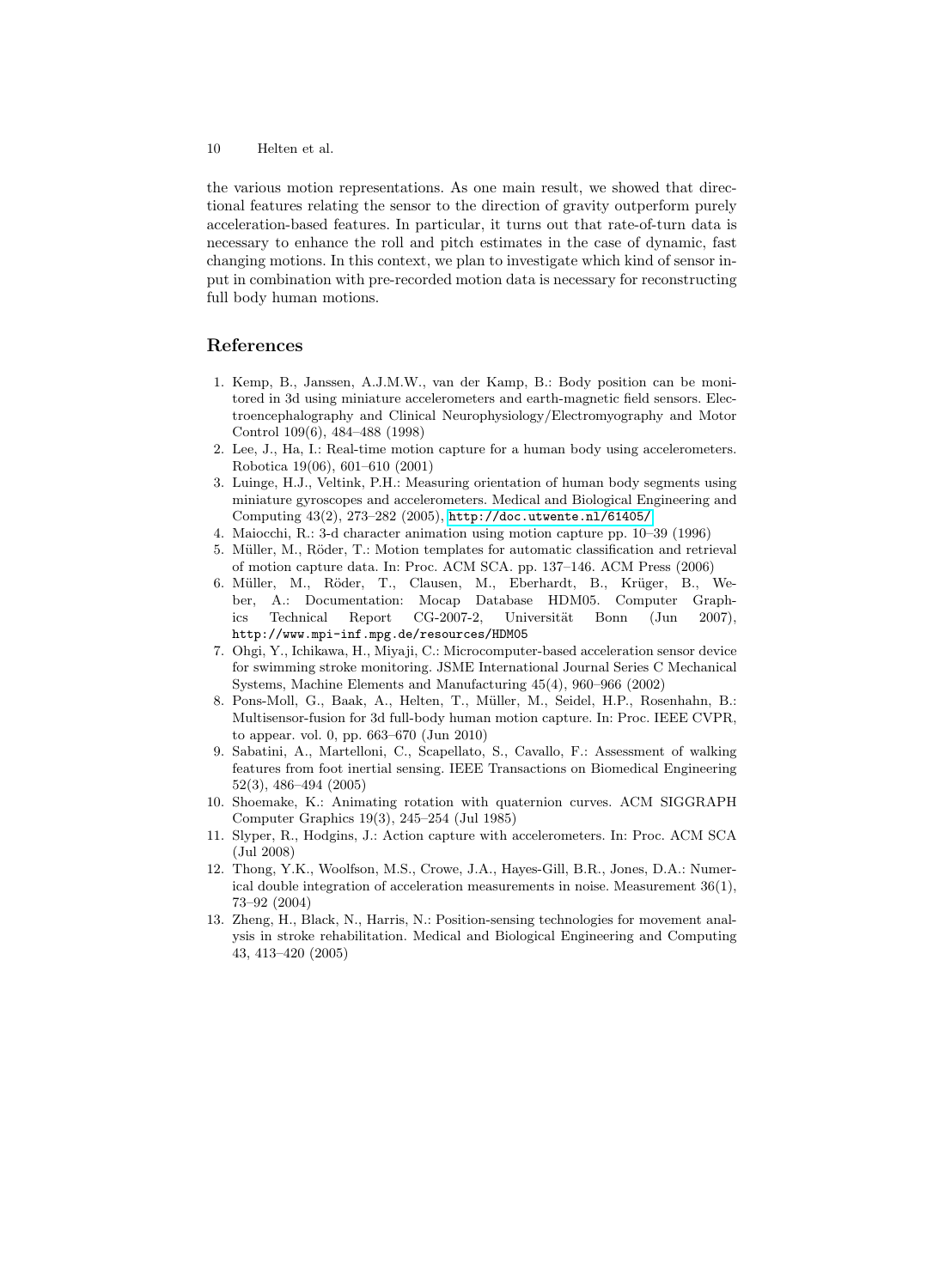the various motion representations. As one main result, we showed that directional features relating the sensor to the direction of gravity outperform purely acceleration-based features. In particular, it turns out that rate-of-turn data is necessary to enhance the roll and pitch estimates in the case of dynamic, fast changing motions. In this context, we plan to investigate which kind of sensor input in combination with pre-recorded motion data is necessary for reconstructing full body human motions.

## References

1. Kemp, B., Janssen, A.J.M.W., van der Kamp, B.: Body position can be monitored in 3d using miniature accelerometers and earth-magnetic field sensors. Electroencephalography and Clinical Neurophysiology/Electromyography and Motor Control 109(6), 484–488 (1998)
2. Lee, J., Ha, I.: Real-time motion capture for a human body using accelerometers. Robotica 19(06), 601–610 (2001)
3. Luinge, H.J., Veltink, P.H.: Measuring orientation of human body segments using miniature gyroscopes and accelerometers. Medical and Biological Engineering and Computing 43(2), 273–282 (2005), http://doc.utwente.nl/61405/
4. Maiocchi, R.: 3-d character animation using motion capture pp. 10–39 (1996)
5. Müller, M., Röder, T.: Motion templates for automatic classification and retrieval of motion capture data. In: Proc. ACM SCA. pp. 137–146. ACM Press (2006)
6. Müller, M., Röder, T., Clausen, M., Eberhardt, B., Krüger, B., Weber, A.: Documentation: Mocap Database HDM05. Computer Graphics Technical Report CG-2007-2, Universität Bonn (Jun 2007), http://www.mpi-inf.mpg.de/resources/HDM05
7. Ohgi, Y., Ichikawa, H., Miyaji, C.: Microcomputer-based acceleration sensor device for swimming stroke monitoring. JSME International Journal Series C Mechanical Systems, Machine Elements and Manufacturing 45(4), 960–966 (2002)
8. Pons-Moll, G., Baak, A., Helten, T., Müller, M., Seidel, H.P., Rosenhahn, B.: Multisensor-fusion for 3d full-body human motion capture. In: Proc. IEEE CVPR, to appear. vol. 0, pp. 663–670 (Jun 2010)
9. Sabatini, A., Martelloni, C., Scapellato, S., Cavallo, F.: Assessment of walking features from foot inertial sensing. IEEE Transactions on Biomedical Engineering 52(3), 486–494 (2005)
10. Shoemake, K.: Animating rotation with quaternion curves. ACM SIGGRAPH Computer Graphics 19(3), 245–254 (Jul 1985)
11. Slyper, R., Hodgins, J.: Action capture with accelerometers. In: Proc. ACM SCA (Jul 2008)
12. Thong, Y.K., Woolfson, M.S., Crowe, J.A., Hayes-Gill, B.R., Jones, D.A.: Numerical double integration of acceleration measurements in noise. Measurement 36(1), 73–92 (2004)
13. Zheng, H., Black, N., Harris, N.: Position-sensing technologies for movement analysis in stroke rehabilitation. Medical and Biological Engineering and Computing 43, 413–420 (2005)